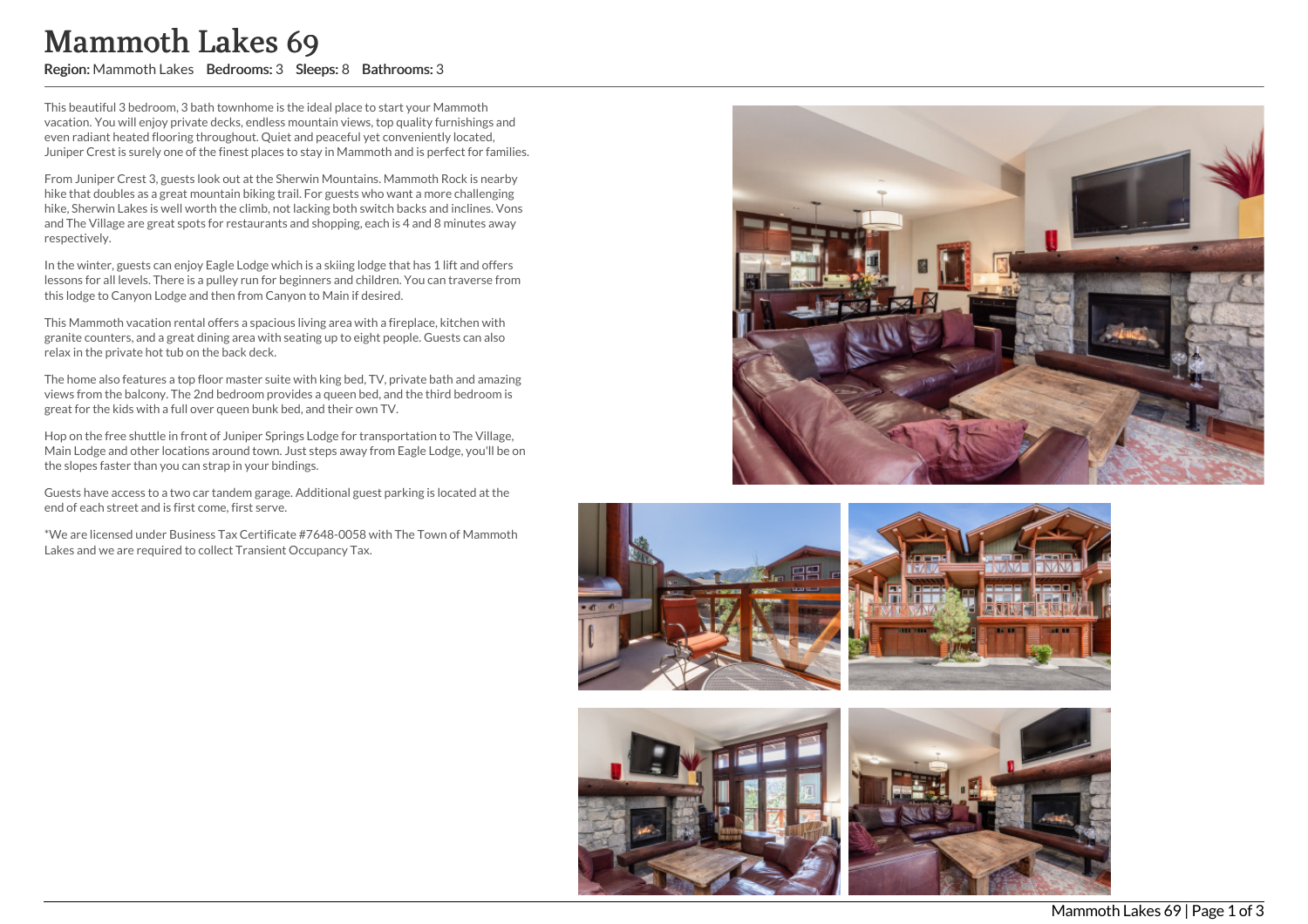# Mammoth Lakes 69

**Region:** Mammoth Lakes **Bedrooms:** 3 **Sleeps:** 8 **Bathrooms:** 3

This beautiful 3 bedroom, 3 bath townhome is the ideal place to start your Mammoth vacation. You will enjoy private decks, endless mountain views, top quality furnishings and even radiant heated flooring throughout. Quiet and peaceful yet conveniently located, Juniper Crest is surely one of the finest places to stay in Mammoth and is perfect for families.

From Juniper Crest 3, guests look out at the Sherwin Mountains. Mammoth Rock is nearby hike that doubles as a great mountain biking trail. For guests who want a more challenging hike, Sherwin Lakes is well worth the climb, not lacking both switch backs and inclines. Vons and The Village are great spots for restaurants and shopping, each is 4 and 8 minutes away respectively.

In the winter, guests can enjoy Eagle Lodge which is a skiing lodge that has 1 lift and offers lessons for all levels. There is a pulley run for beginners and children. You can traverse from this lodge to Canyon Lodge and then from Canyon to Main if desired.

This Mammoth vacation rental offers a spacious living area with a fireplace, kitchen with granite counters, and a great dining area with seating up to eight people. Guests can also relax in the private hot tub on the back deck.

The home also features a top floor master suite with king bed, TV, private bath and amazing views from the balcony. The 2nd bedroom provides a queen bed, and the third bedroom is great for the kids with a full over queen bunk bed, and their own TV.

Hop on the free shuttle in front of Juniper Springs Lodge for transportation to The Village, Main Lodge and other locations around town. Just steps away from Eagle Lodge, you'll be on the slopes faster than you can strap in your bindings.

Guests have access to a two car tandem garage. Additional guest parking is located at the end of each street and is first come, first serve.

*We are licensed under Business Tax Certificate #7648-0058 with The Town of Mammoth Lakes and we are required to collect Transient Occupancy Tax.